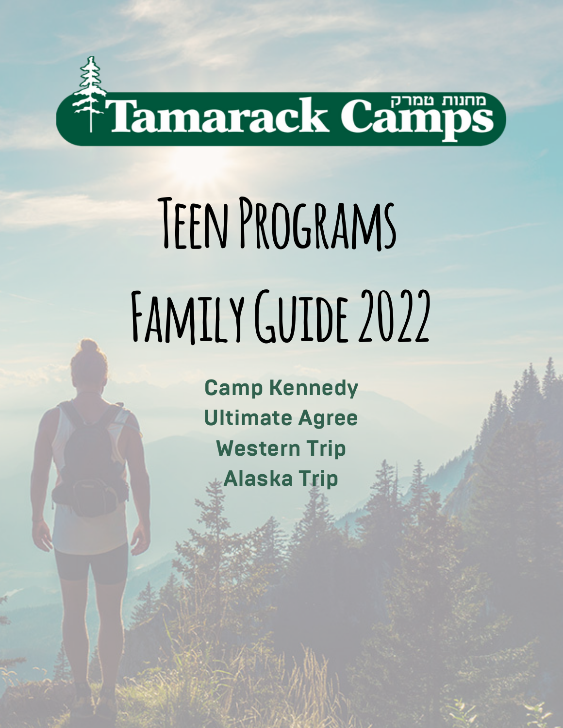Tamarack Camps מחנות טמרק

# Teen Programs Family Guide 2022

**Camp Kennedy**
**Ultimate Agree**
**Western Trip**
**Alaska Trip**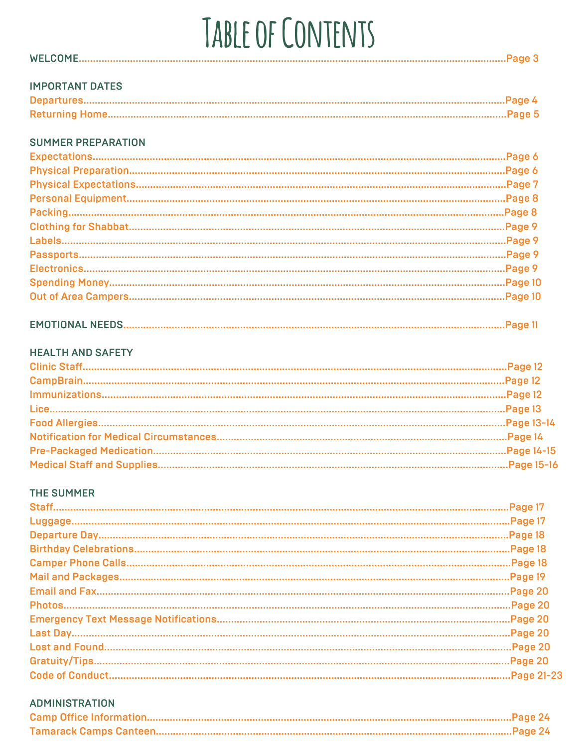# Table of Contents

WELCOME....................Page 3

## IMPORTANT DATES

Departures....................Page 4
Returning Home....................Page 5

## SUMMER PREPARATION

Expectations....................Page 6
Physical Preparation....................Page 6
Physical Expectations....................Page 7
Personal Equipment....................Page 8
Packing....................Page 8
Clothing for Shabbat....................Page 9
Labels....................Page 9
Passports....................Page 9
Electronics....................Page 9
Spending Money....................Page 10
Out of Area Campers....................Page 10

EMOTIONAL NEEDS....................Page 11

## HEALTH AND SAFETY

Clinic Staff....................Page 12
CampBrain....................Page 12
Immunizations....................Page 12
Lice....................Page 13
Food Allergies....................Page 13-14
Notification for Medical Circumstances....................Page 14
Pre-Packaged Medication....................Page 14-15
Medical Staff and Supplies....................Page 15-16

## THE SUMMER

Staff....................Page 17
Luggage....................Page 17
Departure Day....................Page 18
Birthday Celebrations....................Page 18
Camper Phone Calls....................Page 18
Mail and Packages....................Page 19
Email and Fax....................Page 20
Photos....................Page 20
Emergency Text Message Notifications....................Page 20
Last Day....................Page 20
Lost and Found....................Page 20
Gratuity/Tips....................Page 20
Code of Conduct....................Page 21-23

## ADMINISTRATION

Camp Office Information....................Page 24
Tamarack Camps Canteen....................Page 24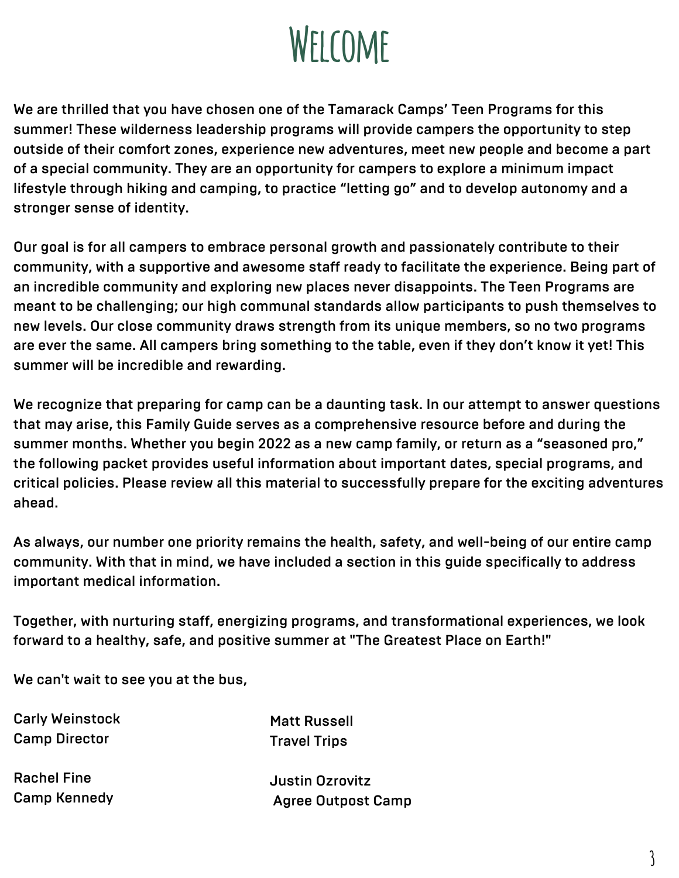# Welcome

We are thrilled that you have chosen one of the Tamarack Camps' Teen Programs for this summer! These wilderness leadership programs will provide campers the opportunity to step outside of their comfort zones, experience new adventures, meet new people and become a part of a special community. They are an opportunity for campers to explore a minimum impact lifestyle through hiking and camping, to practice "letting go" and to develop autonomy and a stronger sense of identity.

Our goal is for all campers to embrace personal growth and passionately contribute to their community, with a supportive and awesome staff ready to facilitate the experience. Being part of an incredible community and exploring new places never disappoints. The Teen Programs are meant to be challenging; our high communal standards allow participants to push themselves to new levels. Our close community draws strength from its unique members, so no two programs are ever the same. All campers bring something to the table, even if they don't know it yet! This summer will be incredible and rewarding.

We recognize that preparing for camp can be a daunting task. In our attempt to answer questions that may arise, this Family Guide serves as a comprehensive resource before and during the summer months. Whether you begin 2022 as a new camp family, or return as a "seasoned pro," the following packet provides useful information about important dates, special programs, and critical policies. Please review all this material to successfully prepare for the exciting adventures ahead.

As always, our number one priority remains the health, safety, and well-being of our entire camp community. With that in mind, we have included a section in this guide specifically to address important medical information.

Together, with nurturing staff, energizing programs, and transformational experiences, we look forward to a healthy, safe, and positive summer at "The Greatest Place on Earth!"

We can't wait to see you at the bus,

Carly Weinstock
Camp Director

Rachel Fine
Camp Kennedy

Matt Russell
Travel Trips

Justin Ozrovitz
Agree Outpost Camp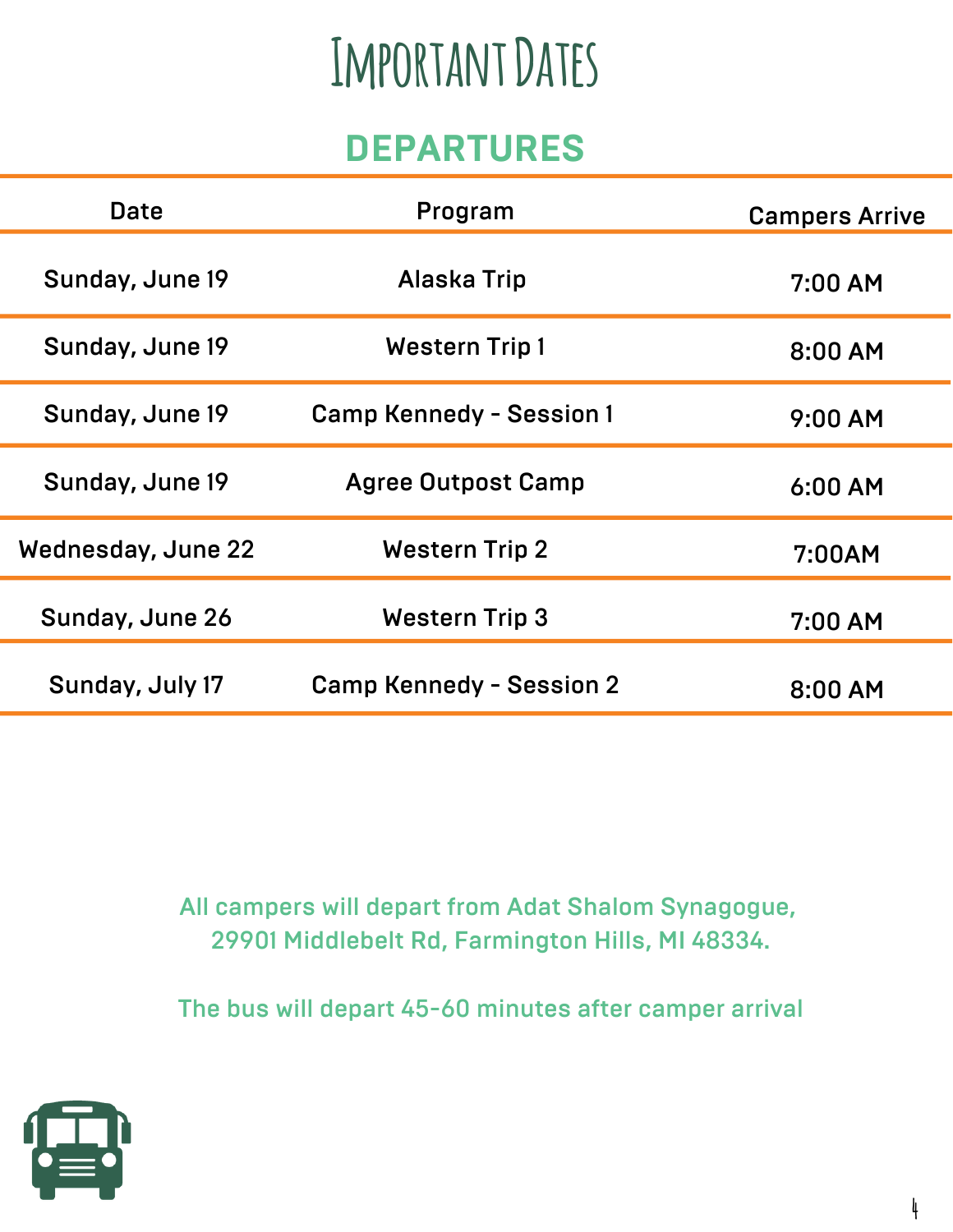# Important Dates

## DEPARTURES

| Date | Program | Campers Arrive |
| --- | --- | --- |
| Sunday, June 19 | Alaska Trip | 7:00 AM |
| Sunday, June 19 | Western Trip 1 | 8:00 AM |
| Sunday, June 19 | Camp Kennedy - Session 1 | 9:00 AM |
| Sunday, June 19 | Agree Outpost Camp | 6:00 AM |
| Wednesday, June 22 | Western Trip 2 | 7:00AM |
| Sunday, June 26 | Western Trip 3 | 7:00 AM |
| Sunday, July 17 | Camp Kennedy - Session 2 | 8:00 AM |

All campers will depart from Adat Shalom Synagogue, 29901 Middlebelt Rd, Farmington Hills, MI 48334.

The bus will depart 45-60 minutes after camper arrival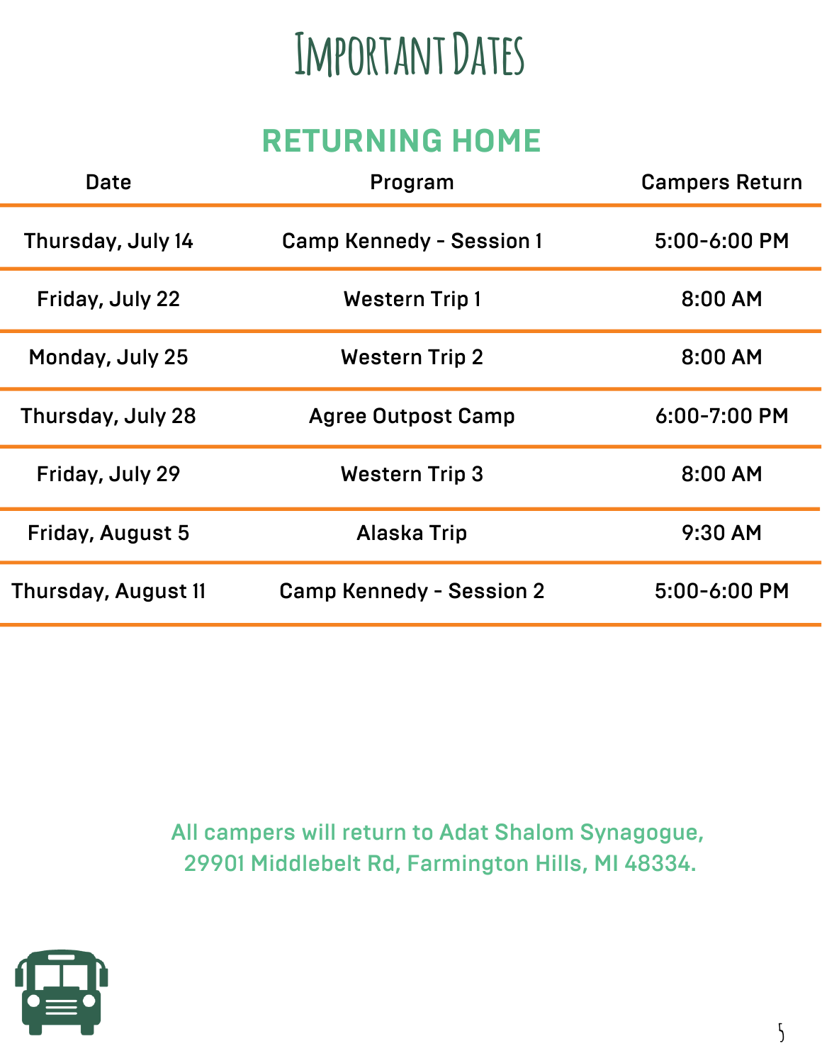# Important Dates

## RETURNING HOME

| Date | Program | Campers Return |
|---|---|---|
| Thursday, July 14 | Camp Kennedy - Session 1 | 5:00-6:00 PM |
| Friday, July 22 | Western Trip 1 | 8:00 AM |
| Monday, July 25 | Western Trip 2 | 8:00 AM |
| Thursday, July 28 | Agree Outpost Camp | 6:00-7:00 PM |
| Friday, July 29 | Western Trip 3 | 8:00 AM |
| Friday, August 5 | Alaska Trip | 9:30 AM |
| Thursday, August 11 | Camp Kennedy - Session 2 | 5:00-6:00 PM |

All campers will return to Adat Shalom Synagogue, 29901 Middlebelt Rd, Farmington Hills, MI 48334.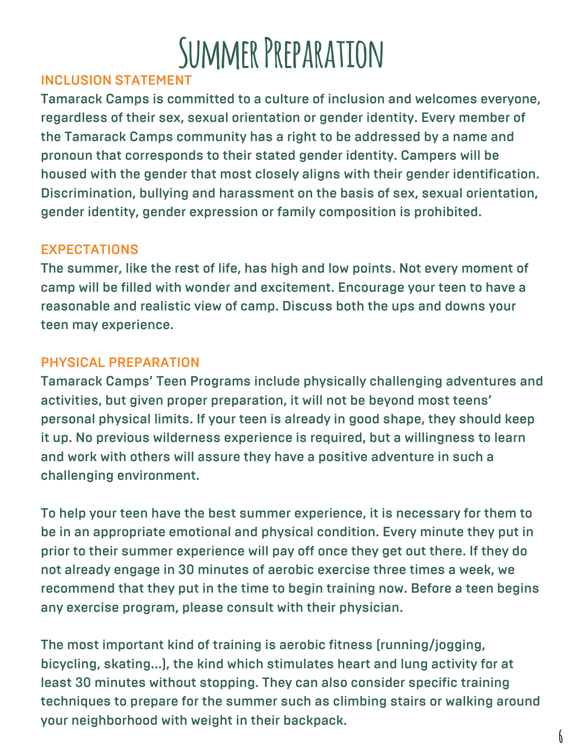# Summer Preparation

## INCLUSION STATEMENT

Tamarack Camps is committed to a culture of inclusion and welcomes everyone, regardless of their sex, sexual orientation or gender identity. Every member of the Tamarack Camps community has a right to be addressed by a name and pronoun that corresponds to their stated gender identity. Campers will be housed with the gender that most closely aligns with their gender identification. Discrimination, bullying and harassment on the basis of sex, sexual orientation, gender identity, gender expression or family composition is prohibited.

## EXPECTATIONS

The summer, like the rest of life, has high and low points. Not every moment of camp will be filled with wonder and excitement. Encourage your teen to have a reasonable and realistic view of camp. Discuss both the ups and downs your teen may experience.

## PHYSICAL PREPARATION

Tamarack Camps' Teen Programs include physically challenging adventures and activities, but given proper preparation, it will not be beyond most teens' personal physical limits. If your teen is already in good shape, they should keep it up. No previous wilderness experience is required, but a willingness to learn and work with others will assure they have a positive adventure in such a challenging environment.

To help your teen have the best summer experience, it is necessary for them to be in an appropriate emotional and physical condition. Every minute they put in prior to their summer experience will pay off once they get out there. If they do not already engage in 30 minutes of aerobic exercise three times a week, we recommend that they put in the time to begin training now. Before a teen begins any exercise program, please consult with their physician.

The most important kind of training is aerobic fitness (running/jogging, bicycling, skating...), the kind which stimulates heart and lung activity for at least 30 minutes without stopping. They can also consider specific training techniques to prepare for the summer such as climbing stairs or walking around your neighborhood with weight in their backpack.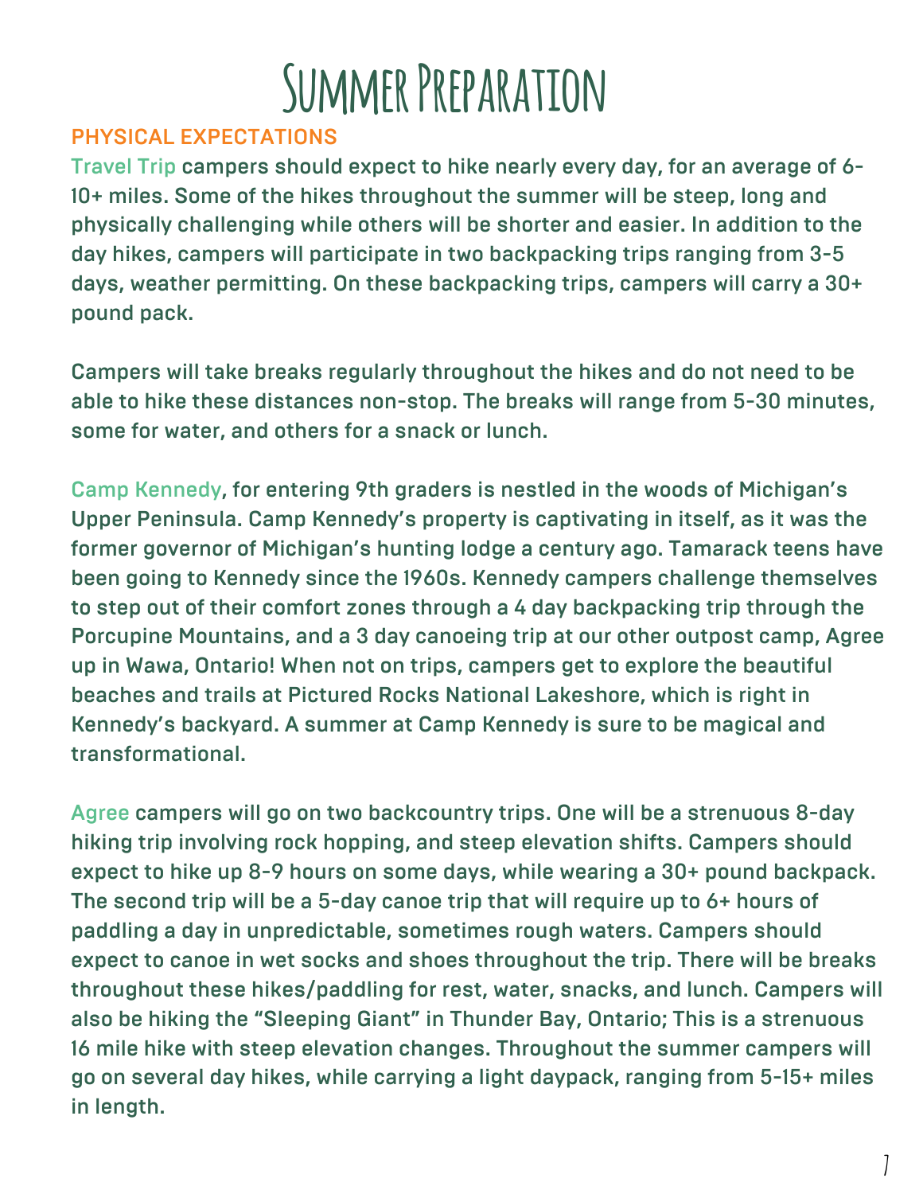# Summer Preparation

## PHYSICAL EXPECTATIONS

Travel Trip campers should expect to hike nearly every day, for an average of 6-10+ miles. Some of the hikes throughout the summer will be steep, long and physically challenging while others will be shorter and easier. In addition to the day hikes, campers will participate in two backpacking trips ranging from 3-5 days, weather permitting. On these backpacking trips, campers will carry a 30+ pound pack.

Campers will take breaks regularly throughout the hikes and do not need to be able to hike these distances non-stop. The breaks will range from 5-30 minutes, some for water, and others for a snack or lunch.

Camp Kennedy, for entering 9th graders is nestled in the woods of Michigan's Upper Peninsula. Camp Kennedy's property is captivating in itself, as it was the former governor of Michigan's hunting lodge a century ago. Tamarack teens have been going to Kennedy since the 1960s. Kennedy campers challenge themselves to step out of their comfort zones through a 4 day backpacking trip through the Porcupine Mountains, and a 3 day canoeing trip at our other outpost camp, Agree up in Wawa, Ontario! When not on trips, campers get to explore the beautiful beaches and trails at Pictured Rocks National Lakeshore, which is right in Kennedy's backyard. A summer at Camp Kennedy is sure to be magical and transformational.

Agree campers will go on two backcountry trips. One will be a strenuous 8-day hiking trip involving rock hopping, and steep elevation shifts. Campers should expect to hike up 8-9 hours on some days, while wearing a 30+ pound backpack. The second trip will be a 5-day canoe trip that will require up to 6+ hours of paddling a day in unpredictable, sometimes rough waters. Campers should expect to canoe in wet socks and shoes throughout the trip. There will be breaks throughout these hikes/paddling for rest, water, snacks, and lunch. Campers will also be hiking the "Sleeping Giant" in Thunder Bay, Ontario; This is a strenuous 16 mile hike with steep elevation changes. Throughout the summer campers will go on several day hikes, while carrying a light daypack, ranging from 5-15+ miles in length.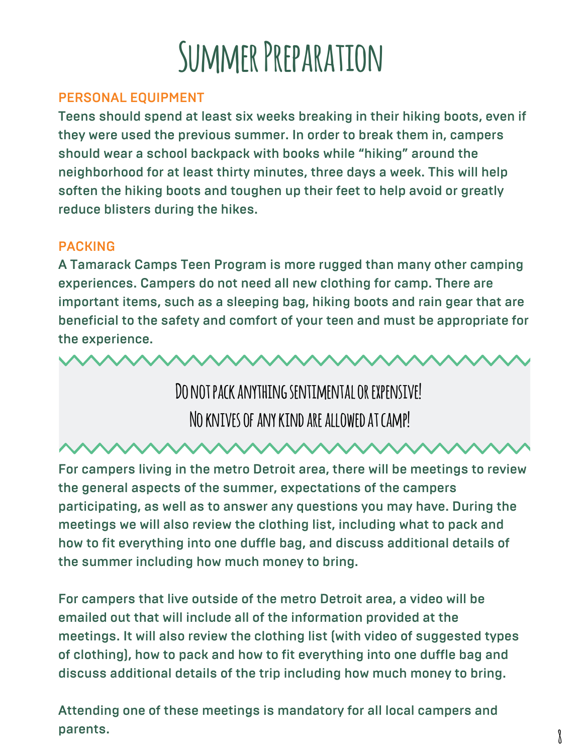# Summer Preparation

## PERSONAL EQUIPMENT

Teens should spend at least six weeks breaking in their hiking boots, even if they were used the previous summer. In order to break them in, campers should wear a school backpack with books while "hiking" around the neighborhood for at least thirty minutes, three days a week. This will help soften the hiking boots and toughen up their feet to help avoid or greatly reduce blisters during the hikes.

## PACKING

A Tamarack Camps Teen Program is more rugged than many other camping experiences. Campers do not need all new clothing for camp. There are important items, such as a sleeping bag, hiking boots and rain gear that are beneficial to the safety and comfort of your teen and must be appropriate for the experience.

**Do not pack anything sentimental or expensive!**
**No knives of any kind are allowed at camp!**

For campers living in the metro Detroit area, there will be meetings to review the general aspects of the summer, expectations of the campers participating, as well as to answer any questions you may have. During the meetings we will also review the clothing list, including what to pack and how to fit everything into one duffle bag, and discuss additional details of the summer including how much money to bring.

For campers that live outside of the metro Detroit area, a video will be emailed out that will include all of the information provided at the meetings. It will also review the clothing list (with video of suggested types of clothing), how to pack and how to fit everything into one duffle bag and discuss additional details of the trip including how much money to bring.

Attending one of these meetings is mandatory for all local campers and parents.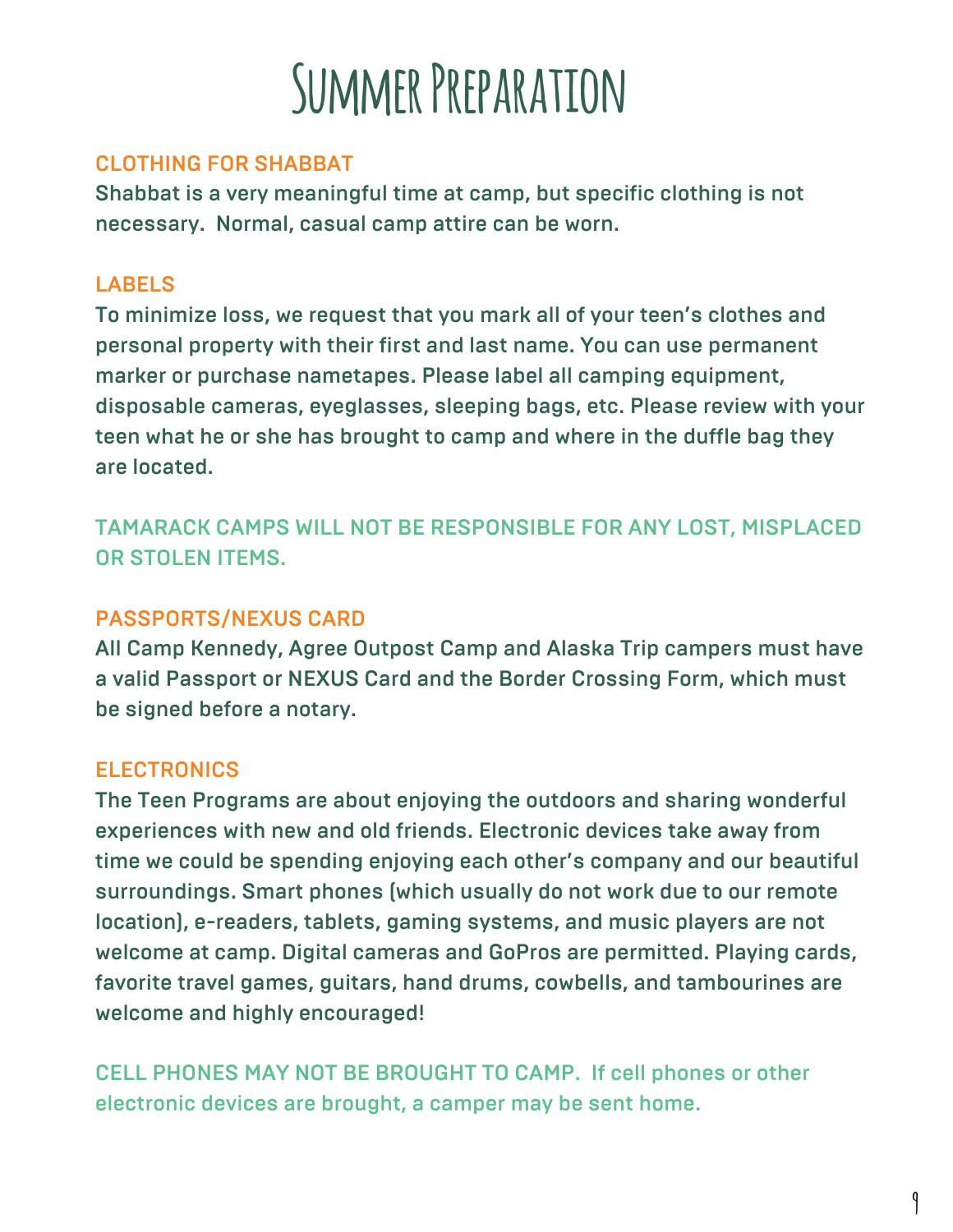# Summer Preparation

## CLOTHING FOR SHABBAT

Shabbat is a very meaningful time at camp, but specific clothing is not necessary.  Normal, casual camp attire can be worn.

## LABELS

To minimize loss, we request that you mark all of your teen's clothes and personal property with their first and last name. You can use permanent marker or purchase nametapes. Please label all camping equipment, disposable cameras, eyeglasses, sleeping bags, etc. Please review with your teen what he or she has brought to camp and where in the duffle bag they are located.

TAMARACK CAMPS WILL NOT BE RESPONSIBLE FOR ANY LOST, MISPLACED OR STOLEN ITEMS.

## PASSPORTS/NEXUS CARD

All Camp Kennedy, Agree Outpost Camp and Alaska Trip campers must have a valid Passport or NEXUS Card and the Border Crossing Form, which must be signed before a notary.

## ELECTRONICS

The Teen Programs are about enjoying the outdoors and sharing wonderful experiences with new and old friends. Electronic devices take away from time we could be spending enjoying each other's company and our beautiful surroundings. Smart phones (which usually do not work due to our remote location), e-readers, tablets, gaming systems, and music players are not welcome at camp. Digital cameras and GoPros are permitted. Playing cards, favorite travel games, guitars, hand drums, cowbells, and tambourines are welcome and highly encouraged!

CELL PHONES MAY NOT BE BROUGHT TO CAMP.  If cell phones or other electronic devices are brought, a camper may be sent home.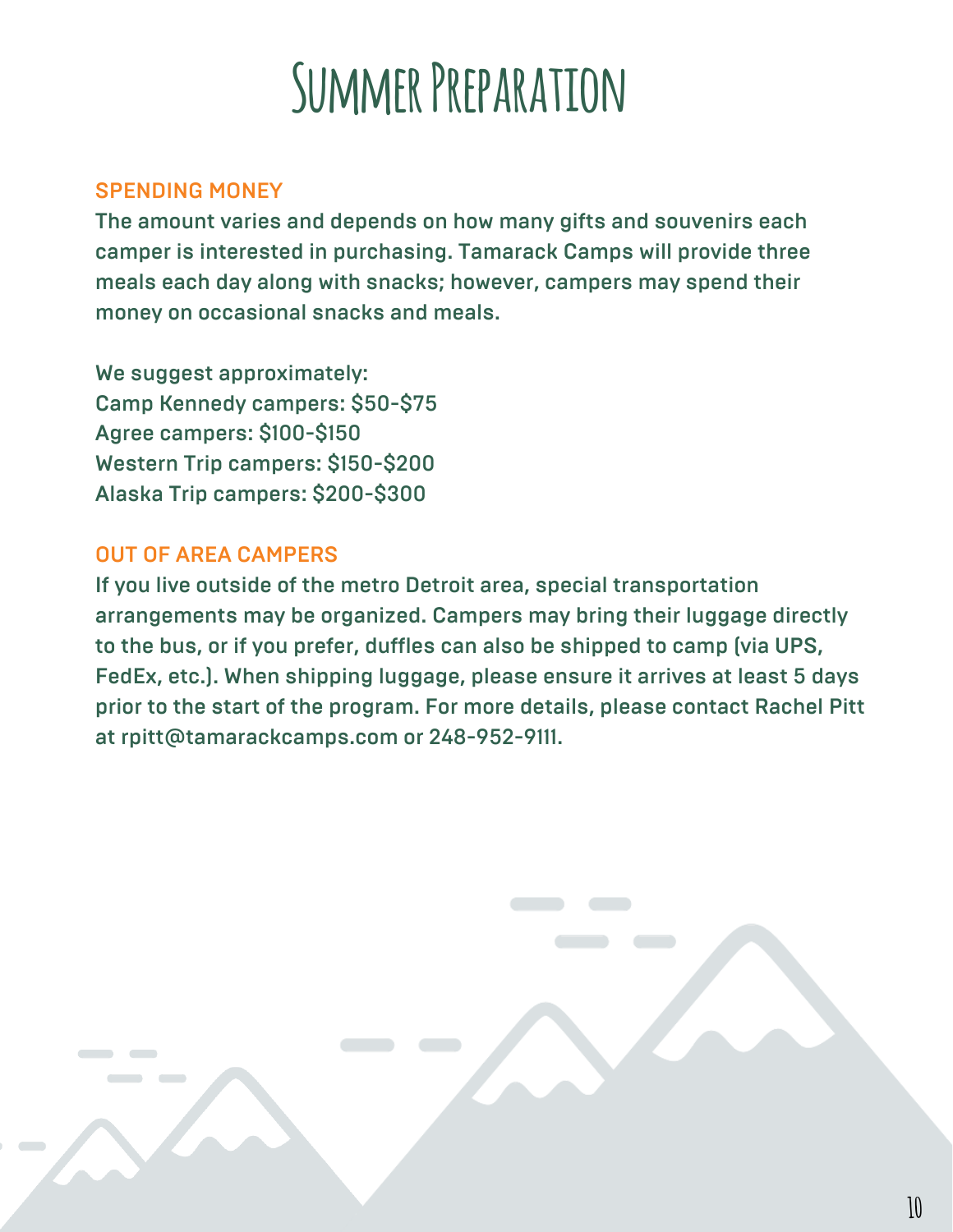# Summer Preparation

## SPENDING MONEY

The amount varies and depends on how many gifts and souvenirs each camper is interested in purchasing. Tamarack Camps will provide three meals each day along with snacks; however, campers may spend their money on occasional snacks and meals.

We suggest approximately:
Camp Kennedy campers: $50-$75
Agree campers: $100-$150
Western Trip campers: $150-$200
Alaska Trip campers: $200-$300

## OUT OF AREA CAMPERS

If you live outside of the metro Detroit area, special transportation arrangements may be organized. Campers may bring their luggage directly to the bus, or if you prefer, duffles can also be shipped to camp (via UPS, FedEx, etc.). When shipping luggage, please ensure it arrives at least 5 days prior to the start of the program. For more details, please contact Rachel Pitt at rpitt@tamarackcamps.com or 248-952-9111.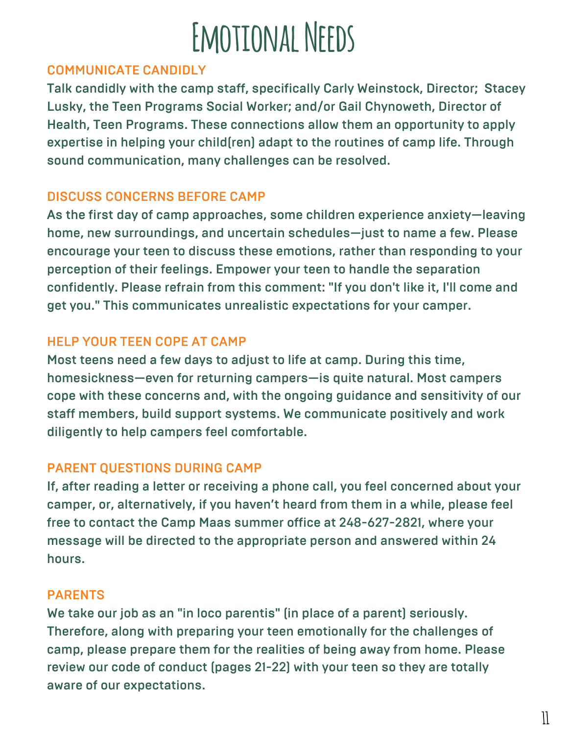# Emotional Needs

## COMMUNICATE CANDIDLY

Talk candidly with the camp staff, specifically Carly Weinstock, Director;  Stacey Lusky, the Teen Programs Social Worker; and/or Gail Chynoweth, Director of Health, Teen Programs. These connections allow them an opportunity to apply expertise in helping your child(ren) adapt to the routines of camp life. Through sound communication, many challenges can be resolved.

## DISCUSS CONCERNS BEFORE CAMP

As the first day of camp approaches, some children experience anxiety—leaving home, new surroundings, and uncertain schedules—just to name a few. Please encourage your teen to discuss these emotions, rather than responding to your perception of their feelings. Empower your teen to handle the separation confidently. Please refrain from this comment: "If you don't like it, I'll come and get you." This communicates unrealistic expectations for your camper.

## HELP YOUR TEEN COPE AT CAMP

Most teens need a few days to adjust to life at camp. During this time, homesickness—even for returning campers—is quite natural. Most campers cope with these concerns and, with the ongoing guidance and sensitivity of our staff members, build support systems. We communicate positively and work diligently to help campers feel comfortable.

## PARENT QUESTIONS DURING CAMP

If, after reading a letter or receiving a phone call, you feel concerned about your camper, or, alternatively, if you haven't heard from them in a while, please feel free to contact the Camp Maas summer office at 248-627-2821, where your message will be directed to the appropriate person and answered within 24 hours.

## PARENTS

We take our job as an "in loco parentis" (in place of a parent) seriously. Therefore, along with preparing your teen emotionally for the challenges of camp, please prepare them for the realities of being away from home. Please review our code of conduct (pages 21-22) with your teen so they are totally aware of our expectations.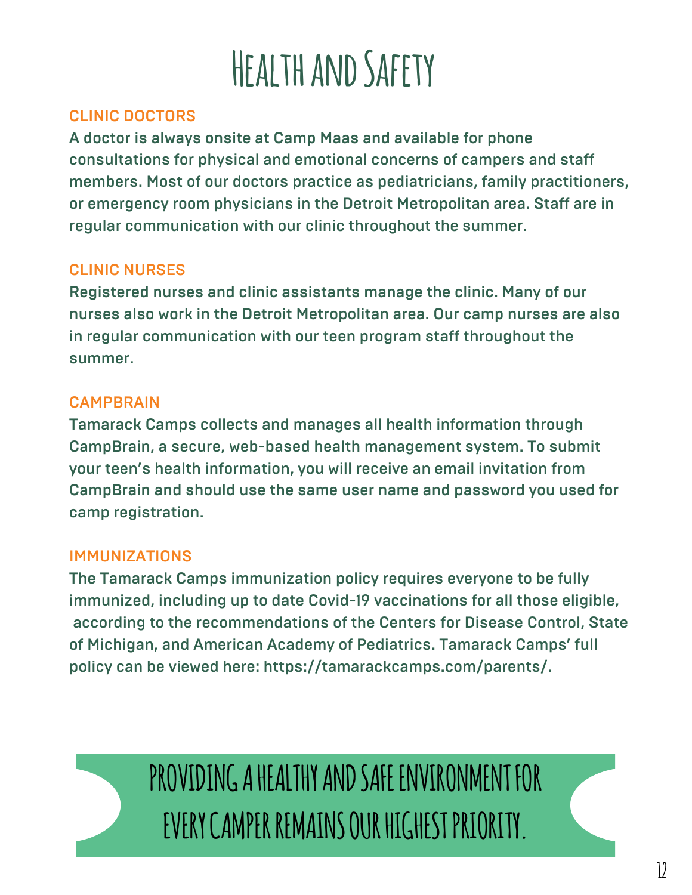# Health and Safety

## CLINIC DOCTORS

A doctor is always onsite at Camp Maas and available for phone consultations for physical and emotional concerns of campers and staff members. Most of our doctors practice as pediatricians, family practitioners, or emergency room physicians in the Detroit Metropolitan area. Staff are in regular communication with our clinic throughout the summer.

## CLINIC NURSES

Registered nurses and clinic assistants manage the clinic. Many of our nurses also work in the Detroit Metropolitan area. Our camp nurses are also in regular communication with our teen program staff throughout the summer.

## CAMPBRAIN

Tamarack Camps collects and manages all health information through CampBrain, a secure, web-based health management system. To submit your teen's health information, you will receive an email invitation from CampBrain and should use the same user name and password you used for camp registration.

## IMMUNIZATIONS

The Tamarack Camps immunization policy requires everyone to be fully immunized, including up to date Covid-19 vaccinations for all those eligible, according to the recommendations of the Centers for Disease Control, State of Michigan, and American Academy of Pediatrics. Tamarack Camps' full policy can be viewed here: https://tamarackcamps.com/parents/.

**PROVIDING A HEALTHY AND SAFE ENVIRONMENT FOR EVERY CAMPER REMAINS OUR HIGHEST PRIORITY.**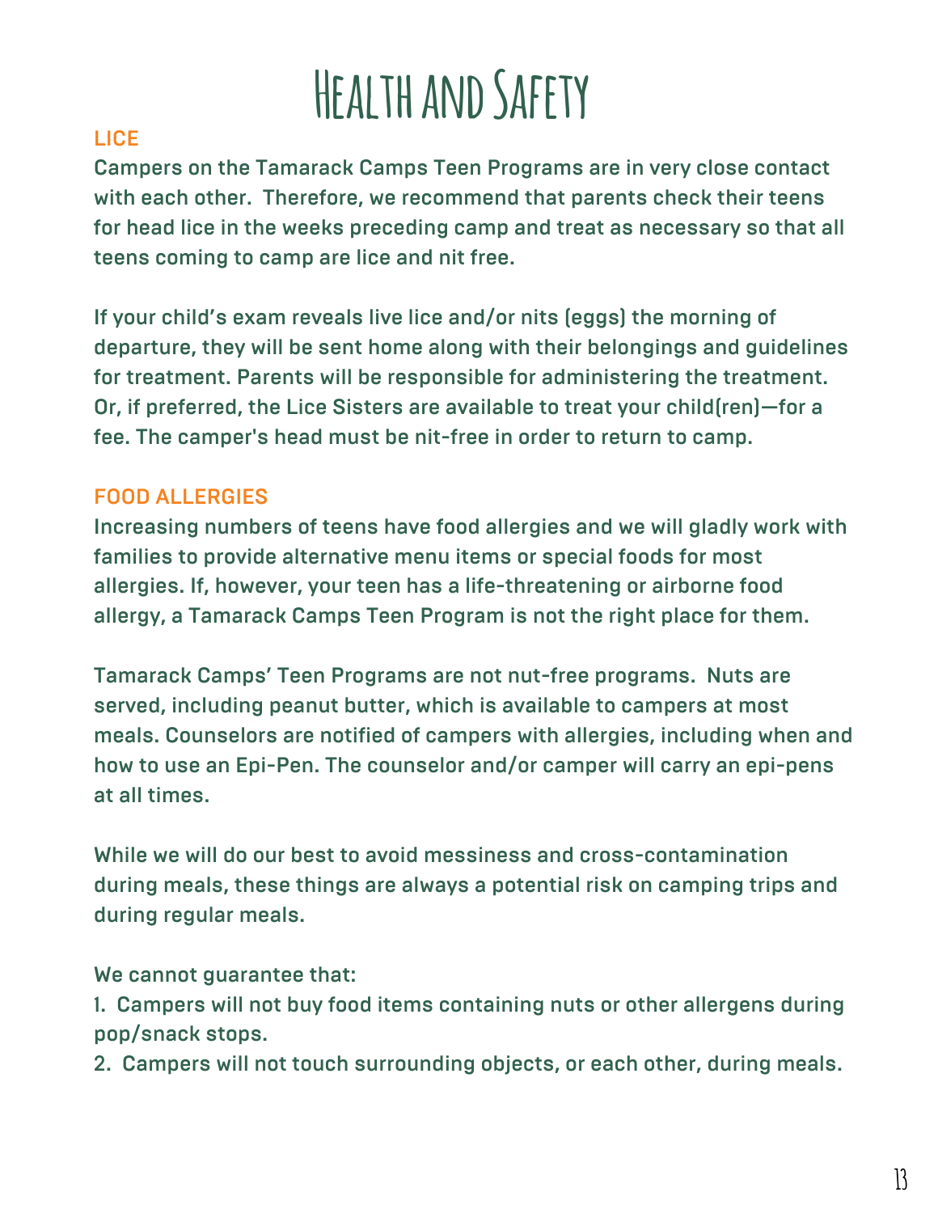# Health and Safety

## LICE

Campers on the Tamarack Camps Teen Programs are in very close contact with each other. Therefore, we recommend that parents check their teens for head lice in the weeks preceding camp and treat as necessary so that all teens coming to camp are lice and nit free.

If your child's exam reveals live lice and/or nits (eggs) the morning of departure, they will be sent home along with their belongings and guidelines for treatment. Parents will be responsible for administering the treatment. Or, if preferred, the Lice Sisters are available to treat your child(ren)—for a fee. The camper's head must be nit-free in order to return to camp.

## FOOD ALLERGIES

Increasing numbers of teens have food allergies and we will gladly work with families to provide alternative menu items or special foods for most allergies. If, however, your teen has a life-threatening or airborne food allergy, a Tamarack Camps Teen Program is not the right place for them.

Tamarack Camps' Teen Programs are not nut-free programs. Nuts are served, including peanut butter, which is available to campers at most meals. Counselors are notified of campers with allergies, including when and how to use an Epi-Pen. The counselor and/or camper will carry an epi-pens at all times.

While we will do our best to avoid messiness and cross-contamination during meals, these things are always a potential risk on camping trips and during regular meals.

We cannot guarantee that:

1. Campers will not buy food items containing nuts or other allergens during pop/snack stops.
2. Campers will not touch surrounding objects, or each other, during meals.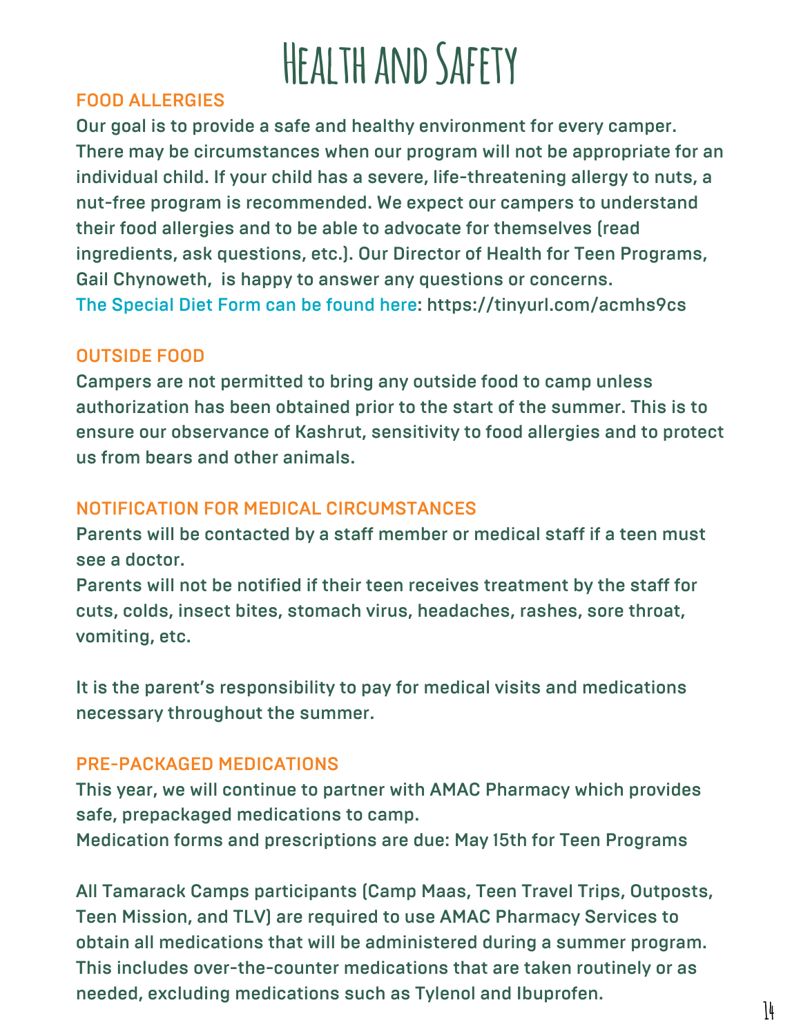# Health and Safety

## FOOD ALLERGIES

Our goal is to provide a safe and healthy environment for every camper. There may be circumstances when our program will not be appropriate for an individual child. If your child has a severe, life-threatening allergy to nuts, a nut-free program is recommended. We expect our campers to understand their food allergies and to be able to advocate for themselves (read ingredients, ask questions, etc.). Our Director of Health for Teen Programs, Gail Chynoweth, is happy to answer any questions or concerns.

The Special Diet Form can be found here: https://tinyurl.com/acmhs9cs

## OUTSIDE FOOD

Campers are not permitted to bring any outside food to camp unless authorization has been obtained prior to the start of the summer. This is to ensure our observance of Kashrut, sensitivity to food allergies and to protect us from bears and other animals.

## NOTIFICATION FOR MEDICAL CIRCUMSTANCES

Parents will be contacted by a staff member or medical staff if a teen must see a doctor.

Parents will not be notified if their teen receives treatment by the staff for cuts, colds, insect bites, stomach virus, headaches, rashes, sore throat, vomiting, etc.

It is the parent's responsibility to pay for medical visits and medications necessary throughout the summer.

## PRE-PACKAGED MEDICATIONS

This year, we will continue to partner with AMAC Pharmacy which provides safe, prepackaged medications to camp.

Medication forms and prescriptions are due: May 15th for Teen Programs

All Tamarack Camps participants (Camp Maas, Teen Travel Trips, Outposts, Teen Mission, and TLV) are required to use AMAC Pharmacy Services to obtain all medications that will be administered during a summer program. This includes over-the-counter medications that are taken routinely or as needed, excluding medications such as Tylenol and Ibuprofen.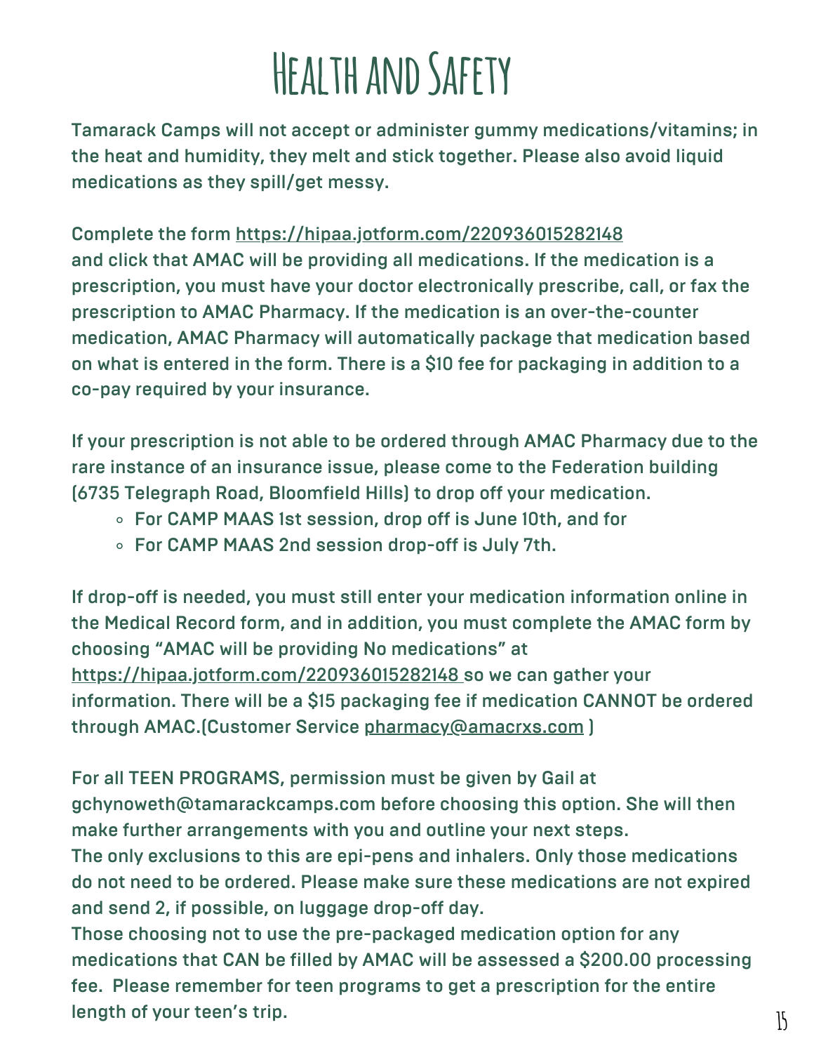# Health and Safety

Tamarack Camps will not accept or administer gummy medications/vitamins; in the heat and humidity, they melt and stick together. Please also avoid liquid medications as they spill/get messy.

Complete the form https://hipaa.jotform.com/220936015282148 and click that AMAC will be providing all medications. If the medication is a prescription, you must have your doctor electronically prescribe, call, or fax the prescription to AMAC Pharmacy. If the medication is an over-the-counter medication, AMAC Pharmacy will automatically package that medication based on what is entered in the form. There is a $10 fee for packaging in addition to a co-pay required by your insurance.

If your prescription is not able to be ordered through AMAC Pharmacy due to the rare instance of an insurance issue, please come to the Federation building (6735 Telegraph Road, Bloomfield Hills) to drop off your medication.

- For CAMP MAAS 1st session, drop off is June 10th, and for
- For CAMP MAAS 2nd session drop-off is July 7th.

If drop-off is needed, you must still enter your medication information online in the Medical Record form, and in addition, you must complete the AMAC form by choosing "AMAC will be providing No medications" at https://hipaa.jotform.com/220936015282148 so we can gather your information. There will be a $15 packaging fee if medication CANNOT be ordered through AMAC.(Customer Service pharmacy@amacrxs.com )

For all TEEN PROGRAMS, permission must be given by Gail at gchynoweth@tamarackcamps.com before choosing this option. She will then make further arrangements with you and outline your next steps.
The only exclusions to this are epi-pens and inhalers. Only those medications do not need to be ordered. Please make sure these medications are not expired and send 2, if possible, on luggage drop-off day.
Those choosing not to use the pre-packaged medication option for any medications that CAN be filled by AMAC will be assessed a $200.00 processing fee. Please remember for teen programs to get a prescription for the entire length of your teen's trip.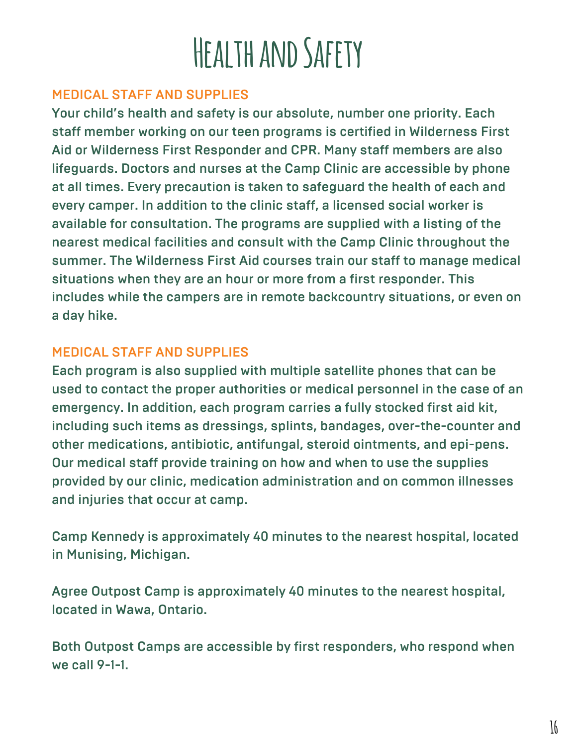# Health and Safety

## MEDICAL STAFF AND SUPPLIES

Your child's health and safety is our absolute, number one priority. Each staff member working on our teen programs is certified in Wilderness First Aid or Wilderness First Responder and CPR. Many staff members are also lifeguards. Doctors and nurses at the Camp Clinic are accessible by phone at all times. Every precaution is taken to safeguard the health of each and every camper. In addition to the clinic staff, a licensed social worker is available for consultation. The programs are supplied with a listing of the nearest medical facilities and consult with the Camp Clinic throughout the summer. The Wilderness First Aid courses train our staff to manage medical situations when they are an hour or more from a first responder. This includes while the campers are in remote backcountry situations, or even on a day hike.

## MEDICAL STAFF AND SUPPLIES

Each program is also supplied with multiple satellite phones that can be used to contact the proper authorities or medical personnel in the case of an emergency. In addition, each program carries a fully stocked first aid kit, including such items as dressings, splints, bandages, over-the-counter and other medications, antibiotic, antifungal, steroid ointments, and epi-pens. Our medical staff provide training on how and when to use the supplies provided by our clinic, medication administration and on common illnesses and injuries that occur at camp.

Camp Kennedy is approximately 40 minutes to the nearest hospital, located in Munising, Michigan.

Agree Outpost Camp is approximately 40 minutes to the nearest hospital, located in Wawa, Ontario.

Both Outpost Camps are accessible by first responders, who respond when we call 9-1-1.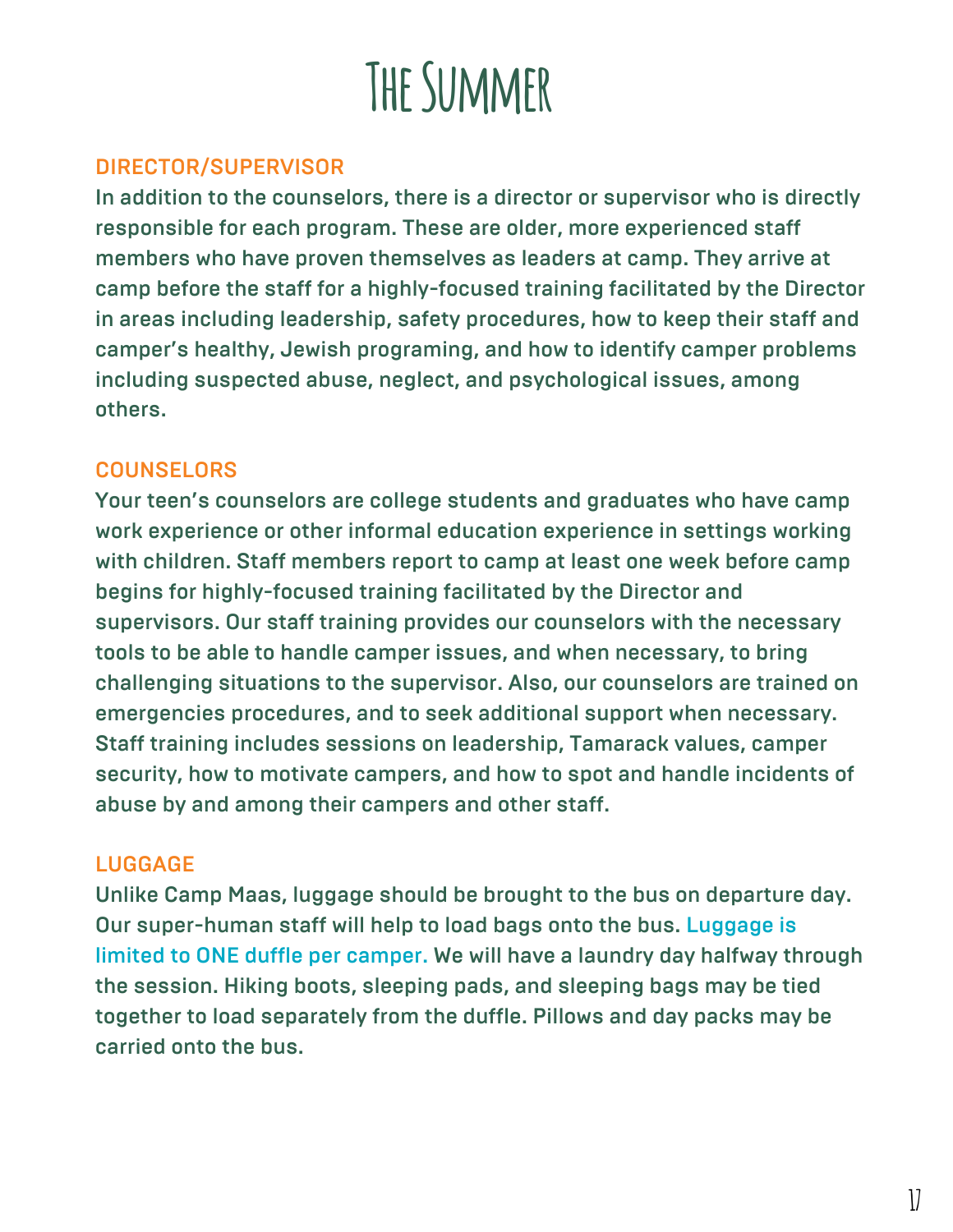# The Summer

## DIRECTOR/SUPERVISOR

In addition to the counselors, there is a director or supervisor who is directly responsible for each program. These are older, more experienced staff members who have proven themselves as leaders at camp. They arrive at camp before the staff for a highly-focused training facilitated by the Director in areas including leadership, safety procedures, how to keep their staff and camper's healthy, Jewish programing, and how to identify camper problems including suspected abuse, neglect, and psychological issues, among others.

## COUNSELORS

Your teen's counselors are college students and graduates who have camp work experience or other informal education experience in settings working with children. Staff members report to camp at least one week before camp begins for highly-focused training facilitated by the Director and supervisors. Our staff training provides our counselors with the necessary tools to be able to handle camper issues, and when necessary, to bring challenging situations to the supervisor. Also, our counselors are trained on emergencies procedures, and to seek additional support when necessary. Staff training includes sessions on leadership, Tamarack values, camper security, how to motivate campers, and how to spot and handle incidents of abuse by and among their campers and other staff.

## LUGGAGE

Unlike Camp Maas, luggage should be brought to the bus on departure day. Our super-human staff will help to load bags onto the bus. Luggage is limited to ONE duffle per camper. We will have a laundry day halfway through the session. Hiking boots, sleeping pads, and sleeping bags may be tied together to load separately from the duffle. Pillows and day packs may be carried onto the bus.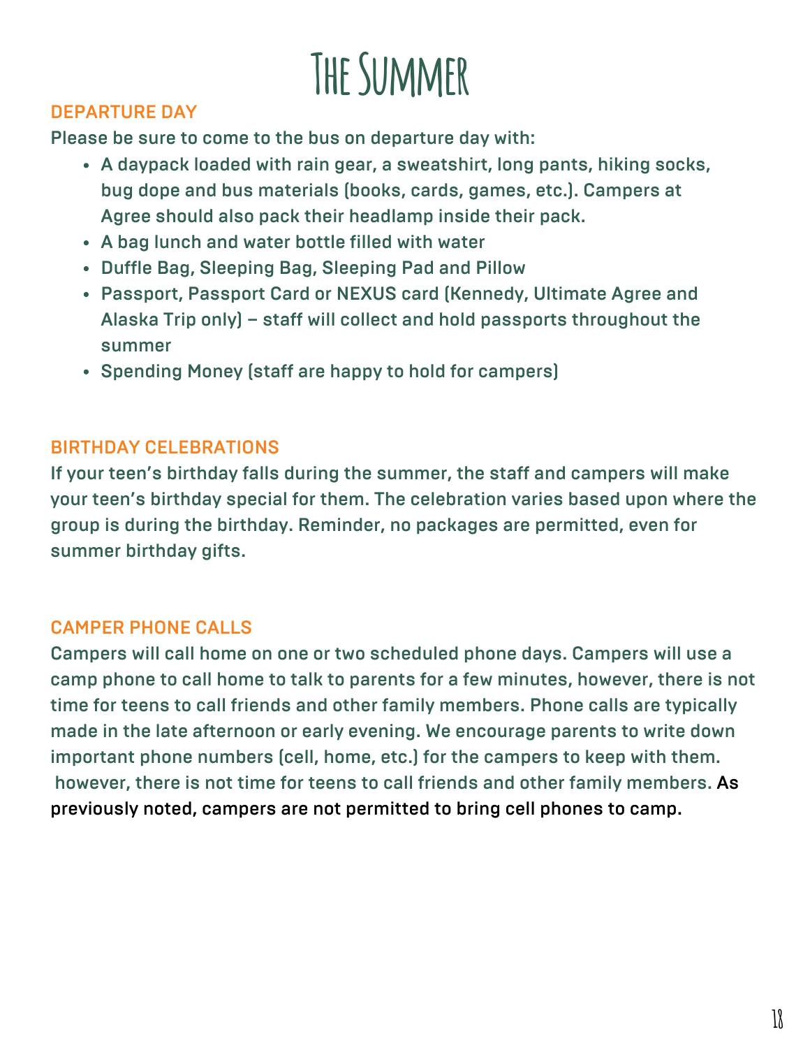# The Summer

## DEPARTURE DAY

Please be sure to come to the bus on departure day with:

- A daypack loaded with rain gear, a sweatshirt, long pants, hiking socks, bug dope and bus materials (books, cards, games, etc.). Campers at Agree should also pack their headlamp inside their pack.
- A bag lunch and water bottle filled with water
- Duffle Bag, Sleeping Bag, Sleeping Pad and Pillow
- Passport, Passport Card or NEXUS card (Kennedy, Ultimate Agree and Alaska Trip only) – staff will collect and hold passports throughout the summer
- Spending Money (staff are happy to hold for campers)

## BIRTHDAY CELEBRATIONS

If your teen's birthday falls during the summer, the staff and campers will make your teen's birthday special for them. The celebration varies based upon where the group is during the birthday. Reminder, no packages are permitted, even for summer birthday gifts.

## CAMPER PHONE CALLS

Campers will call home on one or two scheduled phone days. Campers will use a camp phone to call home to talk to parents for a few minutes, however, there is not time for teens to call friends and other family members. Phone calls are typically made in the late afternoon or early evening. We encourage parents to write down important phone numbers (cell, home, etc.) for the campers to keep with them. however, there is not time for teens to call friends and other family members. As previously noted, campers are not permitted to bring cell phones to camp.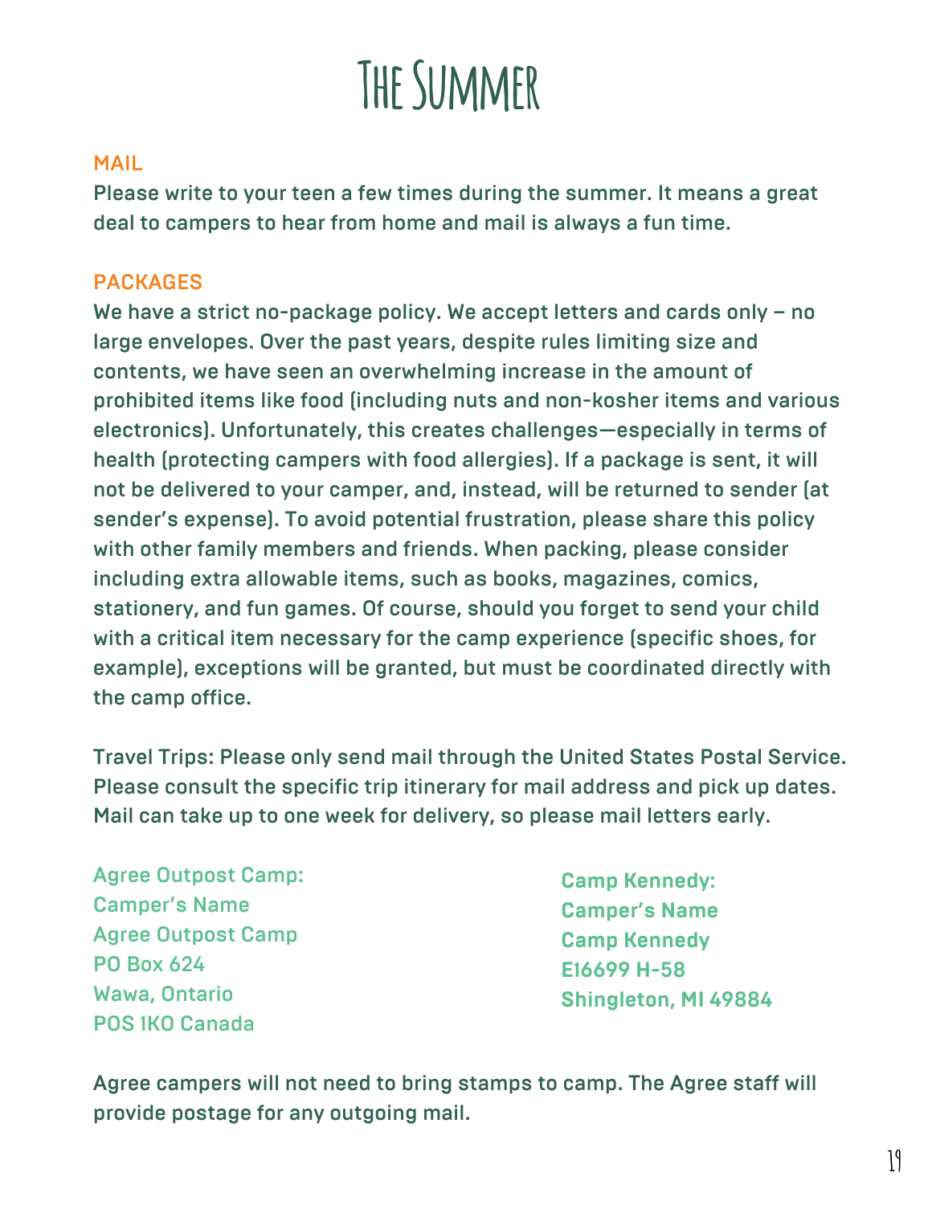# The Summer

## MAIL

Please write to your teen a few times during the summer. It means a great deal to campers to hear from home and mail is always a fun time.

## PACKAGES

We have a strict no-package policy. We accept letters and cards only – no large envelopes. Over the past years, despite rules limiting size and contents, we have seen an overwhelming increase in the amount of prohibited items like food (including nuts and non-kosher items and various electronics). Unfortunately, this creates challenges—especially in terms of health (protecting campers with food allergies). If a package is sent, it will not be delivered to your camper, and, instead, will be returned to sender (at sender's expense). To avoid potential frustration, please share this policy with other family members and friends. When packing, please consider including extra allowable items, such as books, magazines, comics, stationery, and fun games. Of course, should you forget to send your child with a critical item necessary for the camp experience (specific shoes, for example), exceptions will be granted, but must be coordinated directly with the camp office.

Travel Trips: Please only send mail through the United States Postal Service. Please consult the specific trip itinerary for mail address and pick up dates. Mail can take up to one week for delivery, so please mail letters early.

Agree Outpost Camp:
Camper's Name
Agree Outpost Camp
PO Box 624
Wawa, Ontario
POS 1KO Canada

**Camp Kennedy:**
**Camper's Name**
**Camp Kennedy**
**E16699 H-58**
**Shingleton, MI 49884**

Agree campers will not need to bring stamps to camp. The Agree staff will provide postage for any outgoing mail.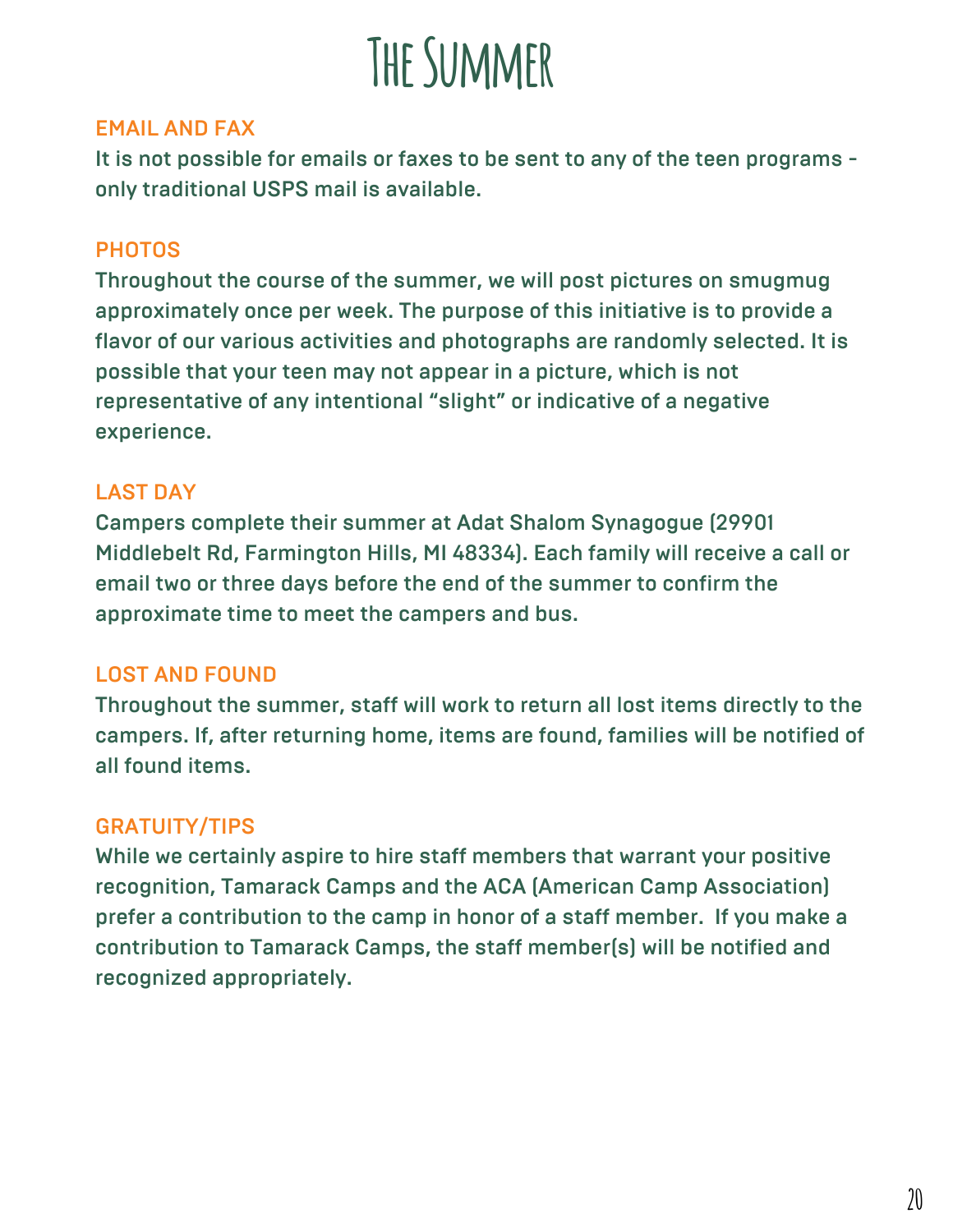# The Summer

## EMAIL AND FAX

It is not possible for emails or faxes to be sent to any of the teen programs - only traditional USPS mail is available.

## PHOTOS

Throughout the course of the summer, we will post pictures on smugmug approximately once per week. The purpose of this initiative is to provide a flavor of our various activities and photographs are randomly selected. It is possible that your teen may not appear in a picture, which is not representative of any intentional "slight" or indicative of a negative experience.

## LAST DAY

Campers complete their summer at Adat Shalom Synagogue (29901 Middlebelt Rd, Farmington Hills, MI 48334). Each family will receive a call or email two or three days before the end of the summer to confirm the approximate time to meet the campers and bus.

## LOST AND FOUND

Throughout the summer, staff will work to return all lost items directly to the campers. If, after returning home, items are found, families will be notified of all found items.

## GRATUITY/TIPS

While we certainly aspire to hire staff members that warrant your positive recognition, Tamarack Camps and the ACA (American Camp Association) prefer a contribution to the camp in honor of a staff member. If you make a contribution to Tamarack Camps, the staff member(s) will be notified and recognized appropriately.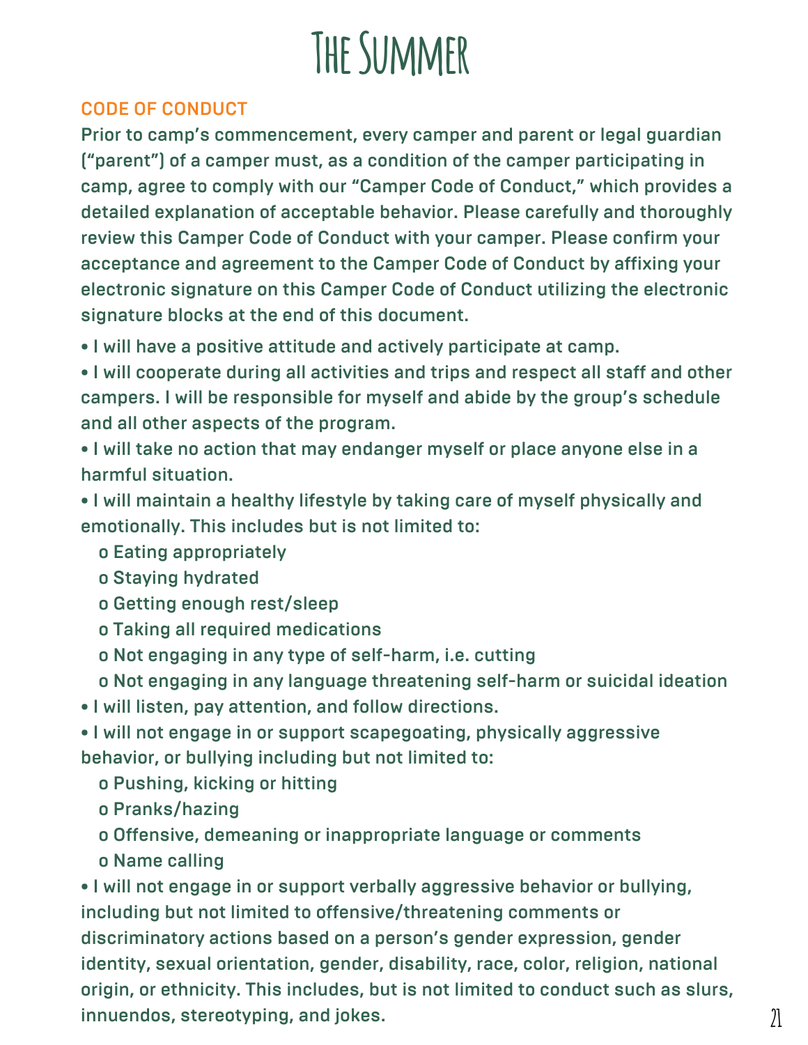# The Summer

## CODE OF CONDUCT

Prior to camp's commencement, every camper and parent or legal guardian ("parent") of a camper must, as a condition of the camper participating in camp, agree to comply with our "Camper Code of Conduct," which provides a detailed explanation of acceptable behavior. Please carefully and thoroughly review this Camper Code of Conduct with your camper. Please confirm your acceptance and agreement to the Camper Code of Conduct by affixing your electronic signature on this Camper Code of Conduct utilizing the electronic signature blocks at the end of this document.

- I will have a positive attitude and actively participate at camp.
- I will cooperate during all activities and trips and respect all staff and other campers. I will be responsible for myself and abide by the group's schedule and all other aspects of the program.
- I will take no action that may endanger myself or place anyone else in a harmful situation.
- I will maintain a healthy lifestyle by taking care of myself physically and emotionally. This includes but is not limited to:
    - Eating appropriately
    - Staying hydrated
    - Getting enough rest/sleep
    - Taking all required medications
    - Not engaging in any type of self-harm, i.e. cutting
    - Not engaging in any language threatening self-harm or suicidal ideation
- I will listen, pay attention, and follow directions.
- I will not engage in or support scapegoating, physically aggressive behavior, or bullying including but not limited to:
    - Pushing, kicking or hitting
    - Pranks/hazing
    - Offensive, demeaning or inappropriate language or comments
    - Name calling
- I will not engage in or support verbally aggressive behavior or bullying, including but not limited to offensive/threatening comments or discriminatory actions based on a person's gender expression, gender identity, sexual orientation, gender, disability, race, color, religion, national origin, or ethnicity. This includes, but is not limited to conduct such as slurs, innuendos, stereotyping, and jokes.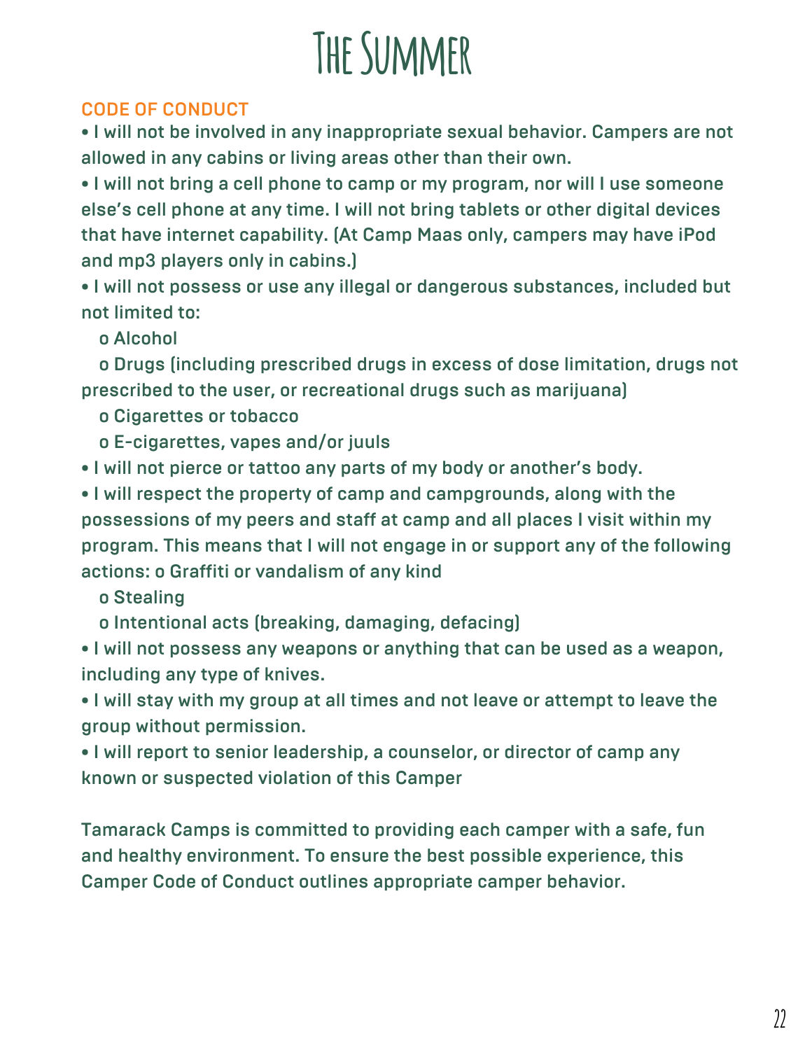# The Summer

## CODE OF CONDUCT

• I will not be involved in any inappropriate sexual behavior. Campers are not allowed in any cabins or living areas other than their own.

• I will not bring a cell phone to camp or my program, nor will I use someone else's cell phone at any time. I will not bring tablets or other digital devices that have internet capability. (At Camp Maas only, campers may have iPod and mp3 players only in cabins.)

• I will not possess or use any illegal or dangerous substances, included but not limited to:

  o Alcohol

  o Drugs (including prescribed drugs in excess of dose limitation, drugs not prescribed to the user, or recreational drugs such as marijuana)

  o Cigarettes or tobacco

  o E-cigarettes, vapes and/or juuls

• I will not pierce or tattoo any parts of my body or another's body.

• I will respect the property of camp and campgrounds, along with the possessions of my peers and staff at camp and all places I visit within my program. This means that I will not engage in or support any of the following actions: o Graffiti or vandalism of any kind

  o Stealing

  o Intentional acts (breaking, damaging, defacing)

• I will not possess any weapons or anything that can be used as a weapon, including any type of knives.

• I will stay with my group at all times and not leave or attempt to leave the group without permission.

• I will report to senior leadership, a counselor, or director of camp any known or suspected violation of this Camper

Tamarack Camps is committed to providing each camper with a safe, fun and healthy environment. To ensure the best possible experience, this Camper Code of Conduct outlines appropriate camper behavior.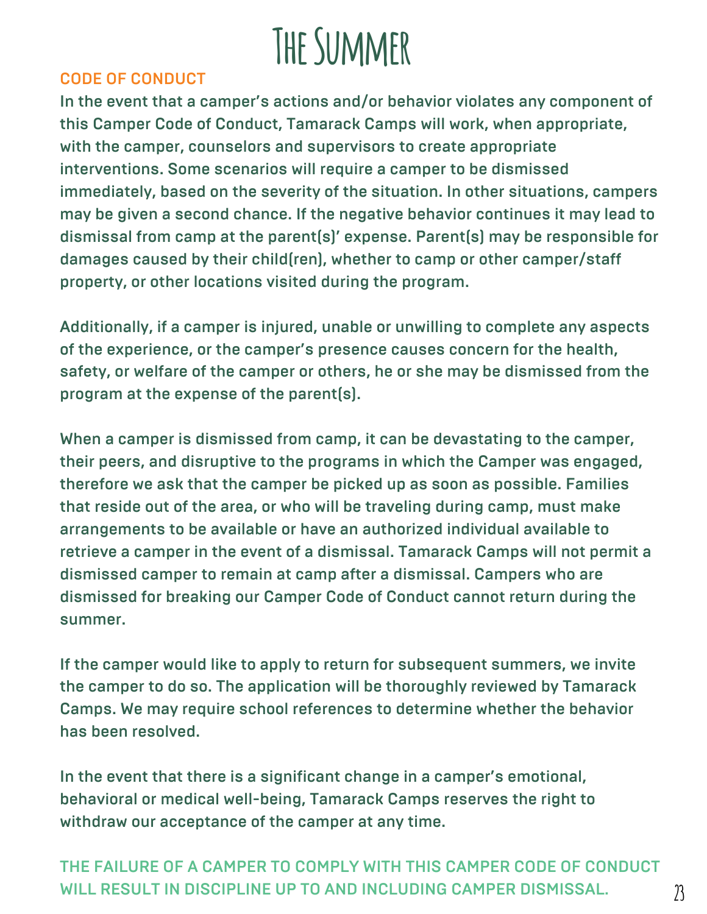# The Summer

## CODE OF CONDUCT

In the event that a camper's actions and/or behavior violates any component of this Camper Code of Conduct, Tamarack Camps will work, when appropriate, with the camper, counselors and supervisors to create appropriate interventions. Some scenarios will require a camper to be dismissed immediately, based on the severity of the situation. In other situations, campers may be given a second chance. If the negative behavior continues it may lead to dismissal from camp at the parent(s)' expense. Parent(s) may be responsible for damages caused by their child(ren), whether to camp or other camper/staff property, or other locations visited during the program.

Additionally, if a camper is injured, unable or unwilling to complete any aspects of the experience, or the camper's presence causes concern for the health, safety, or welfare of the camper or others, he or she may be dismissed from the program at the expense of the parent(s).

When a camper is dismissed from camp, it can be devastating to the camper, their peers, and disruptive to the programs in which the Camper was engaged, therefore we ask that the camper be picked up as soon as possible. Families that reside out of the area, or who will be traveling during camp, must make arrangements to be available or have an authorized individual available to retrieve a camper in the event of a dismissal. Tamarack Camps will not permit a dismissed camper to remain at camp after a dismissal. Campers who are dismissed for breaking our Camper Code of Conduct cannot return during the summer.

If the camper would like to apply to return for subsequent summers, we invite the camper to do so. The application will be thoroughly reviewed by Tamarack Camps. We may require school references to determine whether the behavior has been resolved.

In the event that there is a significant change in a camper's emotional, behavioral or medical well-being, Tamarack Camps reserves the right to withdraw our acceptance of the camper at any time.

**THE FAILURE OF A CAMPER TO COMPLY WITH THIS CAMPER CODE OF CONDUCT WILL RESULT IN DISCIPLINE UP TO AND INCLUDING CAMPER DISMISSAL.**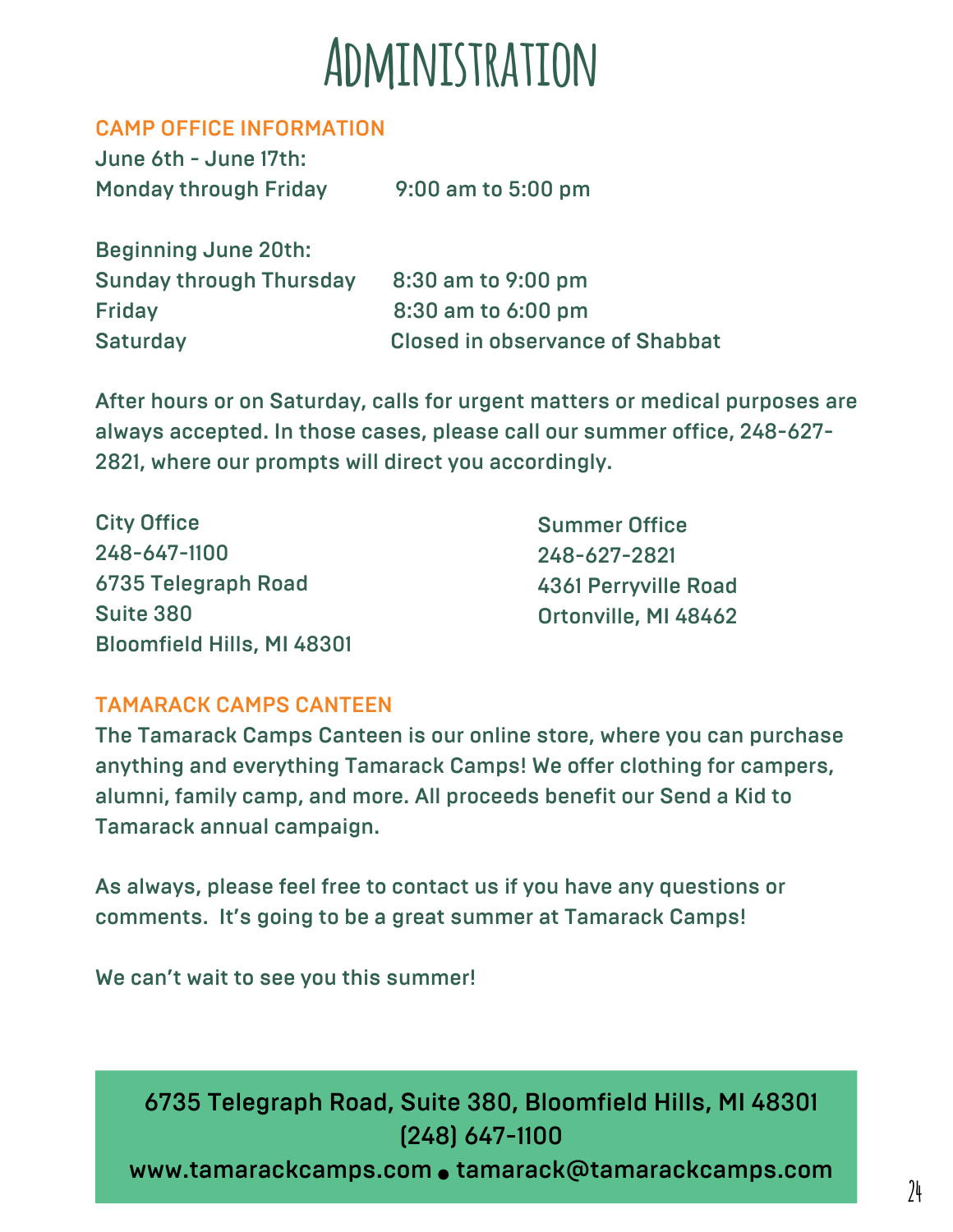# Administration

## CAMP OFFICE INFORMATION

June 6th - June 17th:

| | |
|---|---|
| Monday through Friday | 9:00 am to 5:00 pm |

Beginning June 20th:

| | |
|---|---|
| Sunday through Thursday | 8:30 am to 9:00 pm |
| Friday | 8:30 am to 6:00 pm |
| Saturday | Closed in observance of Shabbat |

After hours or on Saturday, calls for urgent matters or medical purposes are always accepted. In those cases, please call our summer office, 248-627-2821, where our prompts will direct you accordingly.

City Office
248-647-1100
6735 Telegraph Road
Suite 380
Bloomfield Hills, MI 48301

Summer Office
248-627-2821
4361 Perryville Road
Ortonville, MI 48462

## TAMARACK CAMPS CANTEEN

The Tamarack Camps Canteen is our online store, where you can purchase anything and everything Tamarack Camps! We offer clothing for campers, alumni, family camp, and more. All proceeds benefit our Send a Kid to Tamarack annual campaign.

As always, please feel free to contact us if you have any questions or comments. It's going to be a great summer at Tamarack Camps!

We can't wait to see you this summer!

**6735 Telegraph Road, Suite 380, Bloomfield Hills, MI 48301**
**(248) 647-1100**
**www.tamarackcamps.com • tamarack@tamarackcamps.com**